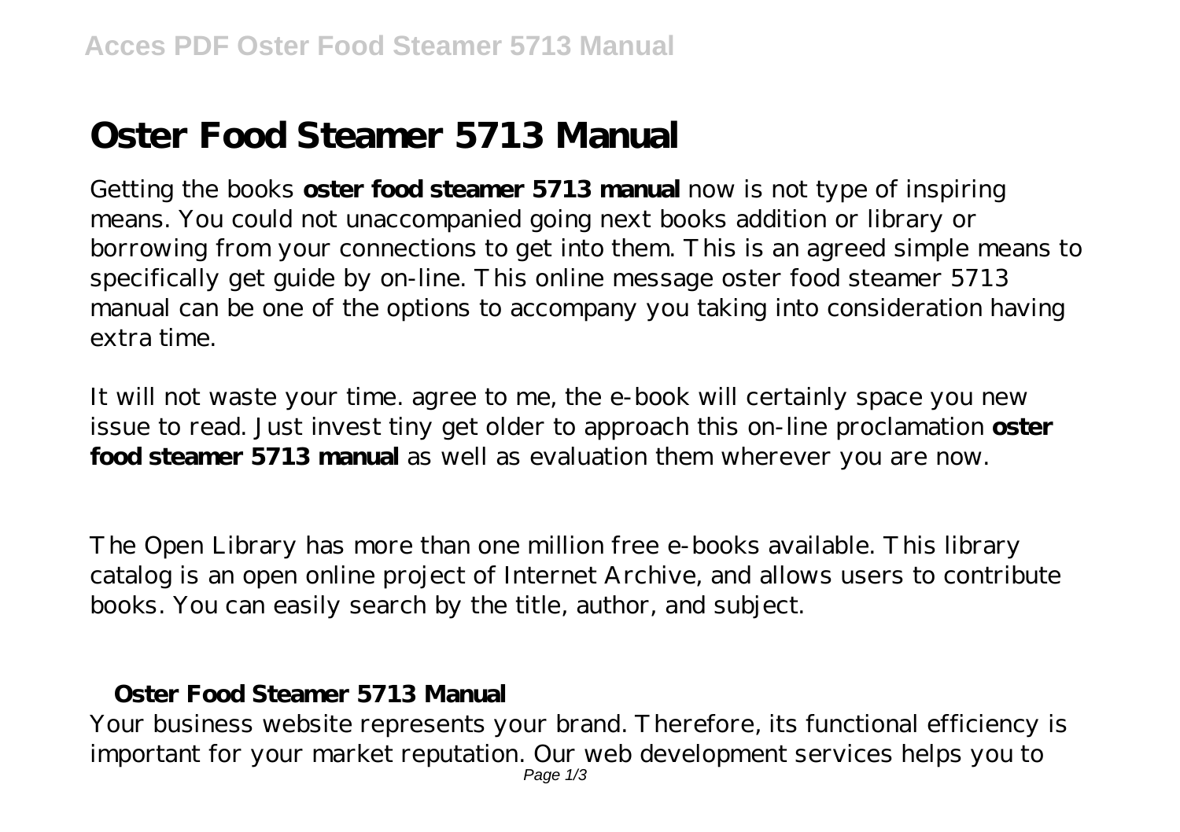# Oster Food Steamer 5713 Manual

Getting the books **oster food steamer 5713 manual** now is not type of inspiring means. You could not unaccompanied going next books addition or library or borrowing from your connections to get into them. This is an agreed simple means to specifically get guide by on-line. This online message oster food steamer 5713 manual can be one of the options to accompany you taking into consideration having extra time.

It will not waste your time. agree to me, the e-book will certainly space you new issue to read. Just invest tiny get older to approach this on-line proclamation **oster food steamer 5713 manual** as well as evaluation them wherever you are now.

The Open Library has more than one million free e-books available. This library catalog is an open online project of Internet Archive, and allows users to contribute books. You can easily search by the title, author, and subject.

## Oster Food Steamer 5713 Manual

Your business website represents your brand. Therefore, its functional efficiency is important for your market reputation. Our web development services helps you to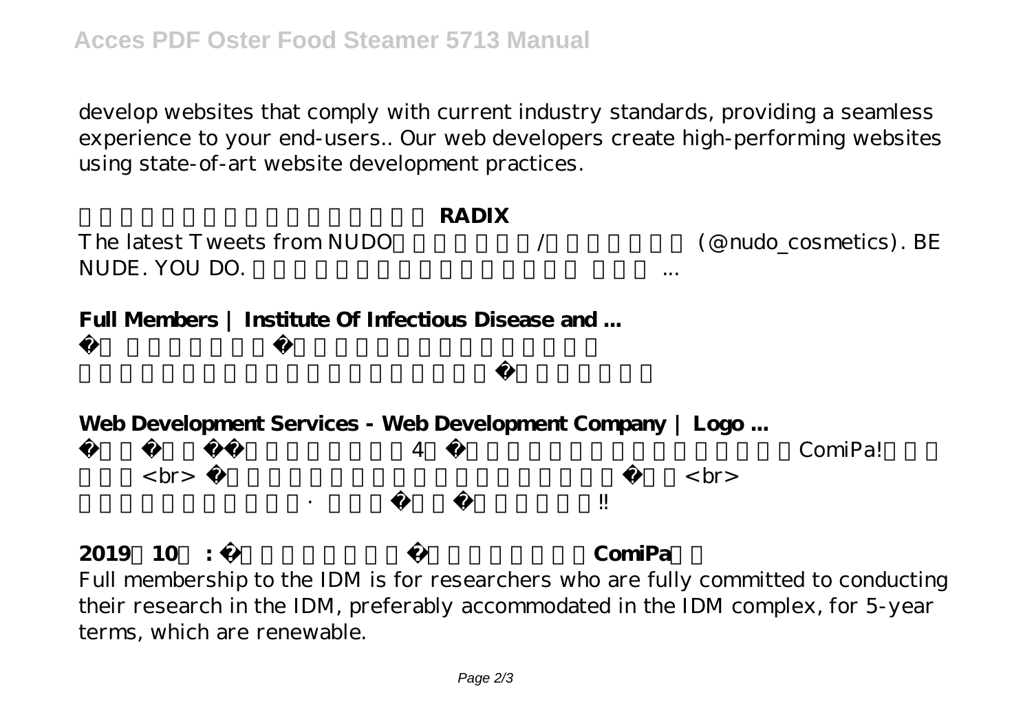develop websites that comply with current industry standards, providing a seamless experience to your end-users.. Our web developers create high-performing websites using state-of-art website development practices.

**RADIX**

The latest Tweets from NUDO / (@nudo_cosmetics). BE NUDE. YOU DO. ...

**Full Members | Institute Of Infectious Disease and ...**

**Web Development Services - Web Development Company | Logo ...**

4 ComiPa! <br> <br> · !!

**2019 10 : ComiPa**

Full membership to the IDM is for researchers who are fully committed to conducting their research in the IDM, preferably accommodated in the IDM complex, for 5-year terms, which are renewable.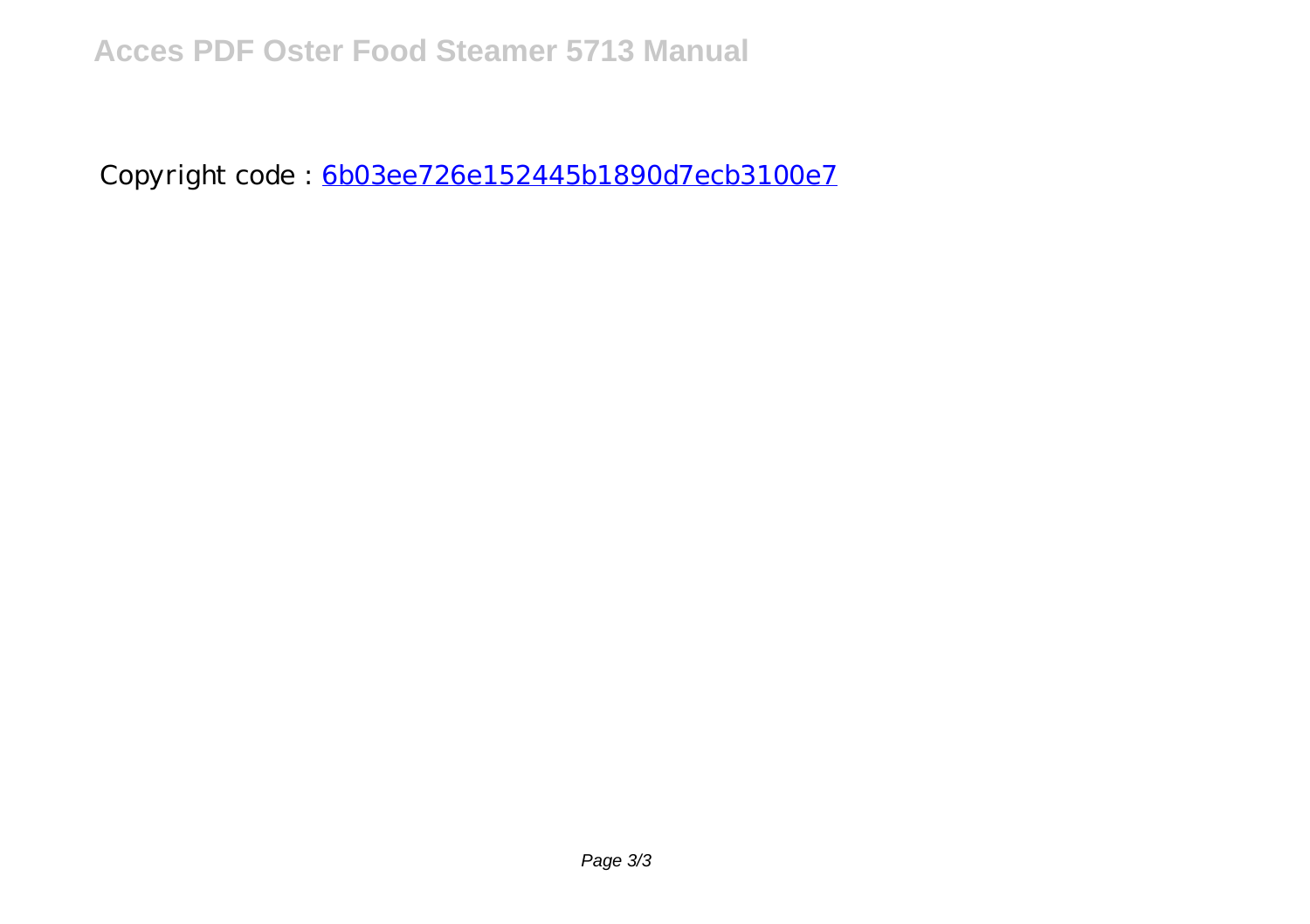Copyright code : [6b03ee726e152445b1890d7ecb3100e7](6b03ee726e152445b1890d7ecb3100e7)